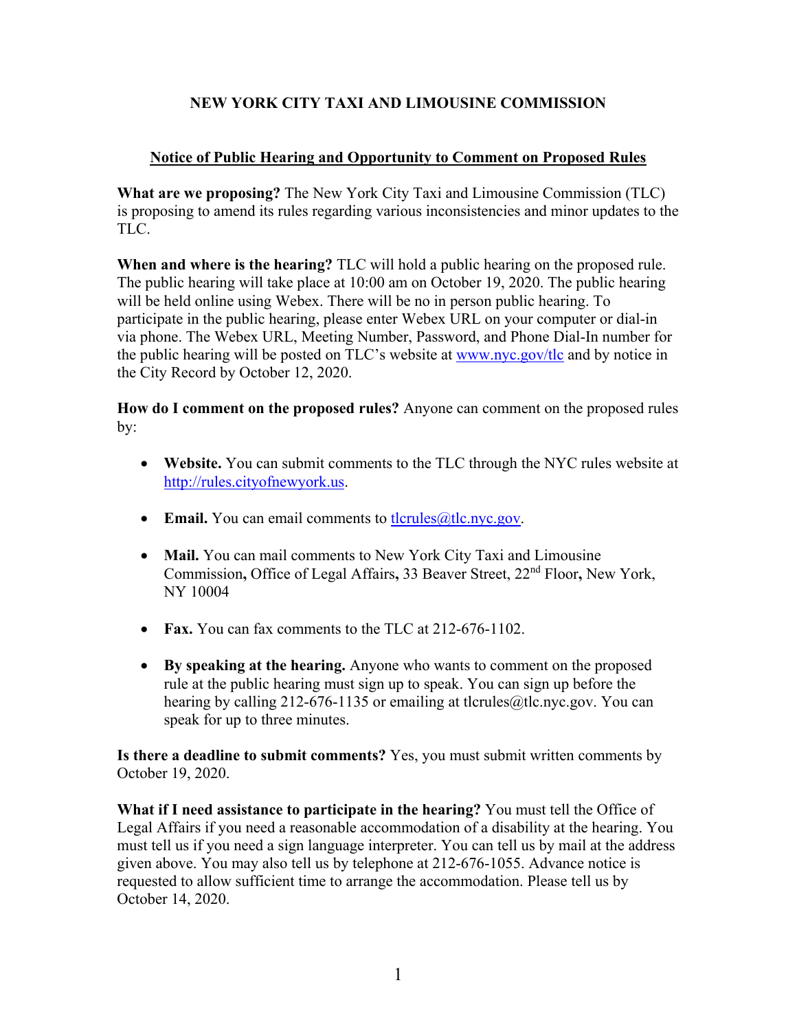**NEW YORK CITY TAXI AND LIMOUSINE COMMISSION**

**Notice of Public Hearing and Opportunity to Comment on Proposed Rules**

**What are we proposing?** The New York City Taxi and Limousine Commission (TLC) is proposing to amend its rules regarding various inconsistencies and minor updates to the TLC.

**When and where is the hearing?** TLC will hold a public hearing on the proposed rule. The public hearing will take place at 10:00 am on October 19, 2020. The public hearing will be held online using Webex. There will be no in person public hearing. To participate in the public hearing, please enter Webex URL on your computer or dial-in via phone. The Webex URL, Meeting Number, Password, and Phone Dial-In number for the public hearing will be posted on TLC's website at www.nyc.gov/tlc and by notice in the City Record by October 12, 2020.

**How do I comment on the proposed rules?** Anyone can comment on the proposed rules by:

- **Website.** You can submit comments to the TLC through the NYC rules website at http://rules.cityofnewyork.us.
- **Email.** You can email comments to tlcrules@tlc.nyc.gov.
- **Mail.** You can mail comments to New York City Taxi and Limousine Commission, Office of Legal Affairs, 33 Beaver Street, 22nd Floor, New York, NY 10004
- **Fax.** You can fax comments to the TLC at 212-676-1102.
- **By speaking at the hearing.** Anyone who wants to comment on the proposed rule at the public hearing must sign up to speak. You can sign up before the hearing by calling 212-676-1135 or emailing at tlcrules@tlc.nyc.gov. You can speak for up to three minutes.

**Is there a deadline to submit comments?** Yes, you must submit written comments by October 19, 2020.

**What if I need assistance to participate in the hearing?** You must tell the Office of Legal Affairs if you need a reasonable accommodation of a disability at the hearing. You must tell us if you need a sign language interpreter. You can tell us by mail at the address given above. You may also tell us by telephone at 212-676-1055. Advance notice is requested to allow sufficient time to arrange the accommodation. Please tell us by October 14, 2020.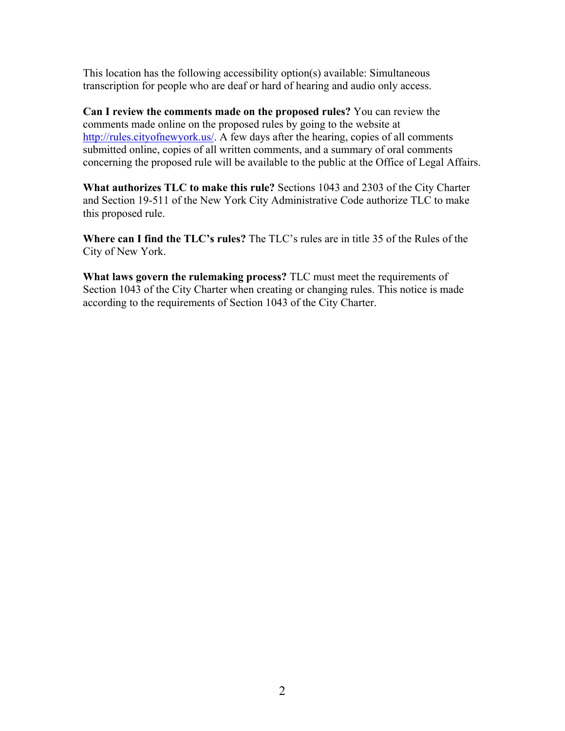This location has the following accessibility option(s) available: Simultaneous transcription for people who are deaf or hard of hearing and audio only access.

**Can I review the comments made on the proposed rules?** You can review the comments made online on the proposed rules by going to the website at http://rules.cityofnewyork.us/. A few days after the hearing, copies of all comments submitted online, copies of all written comments, and a summary of oral comments concerning the proposed rule will be available to the public at the Office of Legal Affairs.

**What authorizes TLC to make this rule?** Sections 1043 and 2303 of the City Charter and Section 19-511 of the New York City Administrative Code authorize TLC to make this proposed rule.

**Where can I find the TLC's rules?** The TLC's rules are in title 35 of the Rules of the City of New York.

**What laws govern the rulemaking process?** TLC must meet the requirements of Section 1043 of the City Charter when creating or changing rules. This notice is made according to the requirements of Section 1043 of the City Charter.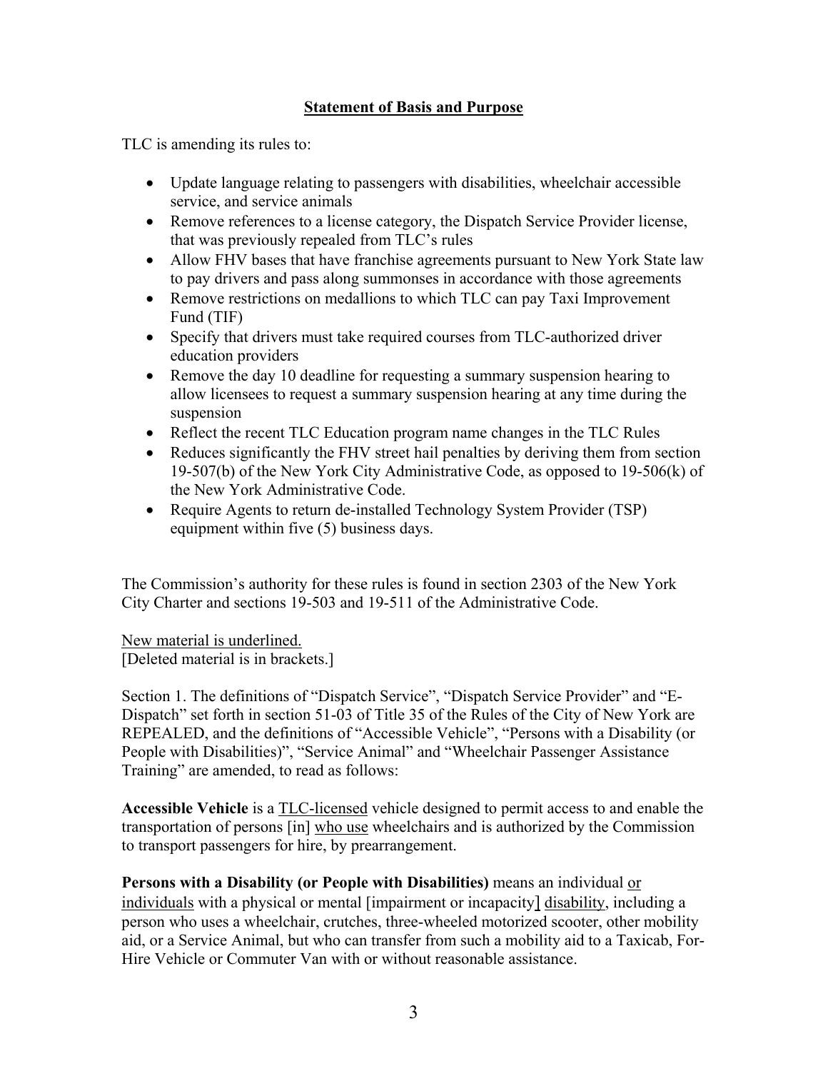## Statement of Basis and Purpose

TLC is amending its rules to:

- Update language relating to passengers with disabilities, wheelchair accessible service, and service animals
- Remove references to a license category, the Dispatch Service Provider license, that was previously repealed from TLC's rules
- Allow FHV bases that have franchise agreements pursuant to New York State law to pay drivers and pass along summonses in accordance with those agreements
- Remove restrictions on medallions to which TLC can pay Taxi Improvement Fund (TIF)
- Specify that drivers must take required courses from TLC-authorized driver education providers
- Remove the day 10 deadline for requesting a summary suspension hearing to allow licensees to request a summary suspension hearing at any time during the suspension
- Reflect the recent TLC Education program name changes in the TLC Rules
- Reduces significantly the FHV street hail penalties by deriving them from section 19-507(b) of the New York City Administrative Code, as opposed to 19-506(k) of the New York Administrative Code.
- Require Agents to return de-installed Technology System Provider (TSP) equipment within five (5) business days.

The Commission's authority for these rules is found in section 2303 of the New York City Charter and sections 19-503 and 19-511 of the Administrative Code.

<u>New material is underlined.</u>
[Deleted material is in brackets.]

Section 1. The definitions of "Dispatch Service", "Dispatch Service Provider" and "E-Dispatch" set forth in section 51-03 of Title 35 of the Rules of the City of New York are REPEALED, and the definitions of "Accessible Vehicle", "Persons with a Disability (or People with Disabilities)", "Service Animal" and "Wheelchair Passenger Assistance Training" are amended, to read as follows:

**Accessible Vehicle** is a <u>TLC-licensed</u> vehicle designed to permit access to and enable the transportation of persons [in] <u>who use</u> wheelchairs and is authorized by the Commission to transport passengers for hire, by prearrangement.

**Persons with a Disability (or People with Disabilities)** means an individual <u>or individuals</u> with a physical or mental [impairment or incapacity] <u>disability</u>, including a person who uses a wheelchair, crutches, three-wheeled motorized scooter, other mobility aid, or a Service Animal, but who can transfer from such a mobility aid to a Taxicab, For-Hire Vehicle or Commuter Van with or without reasonable assistance.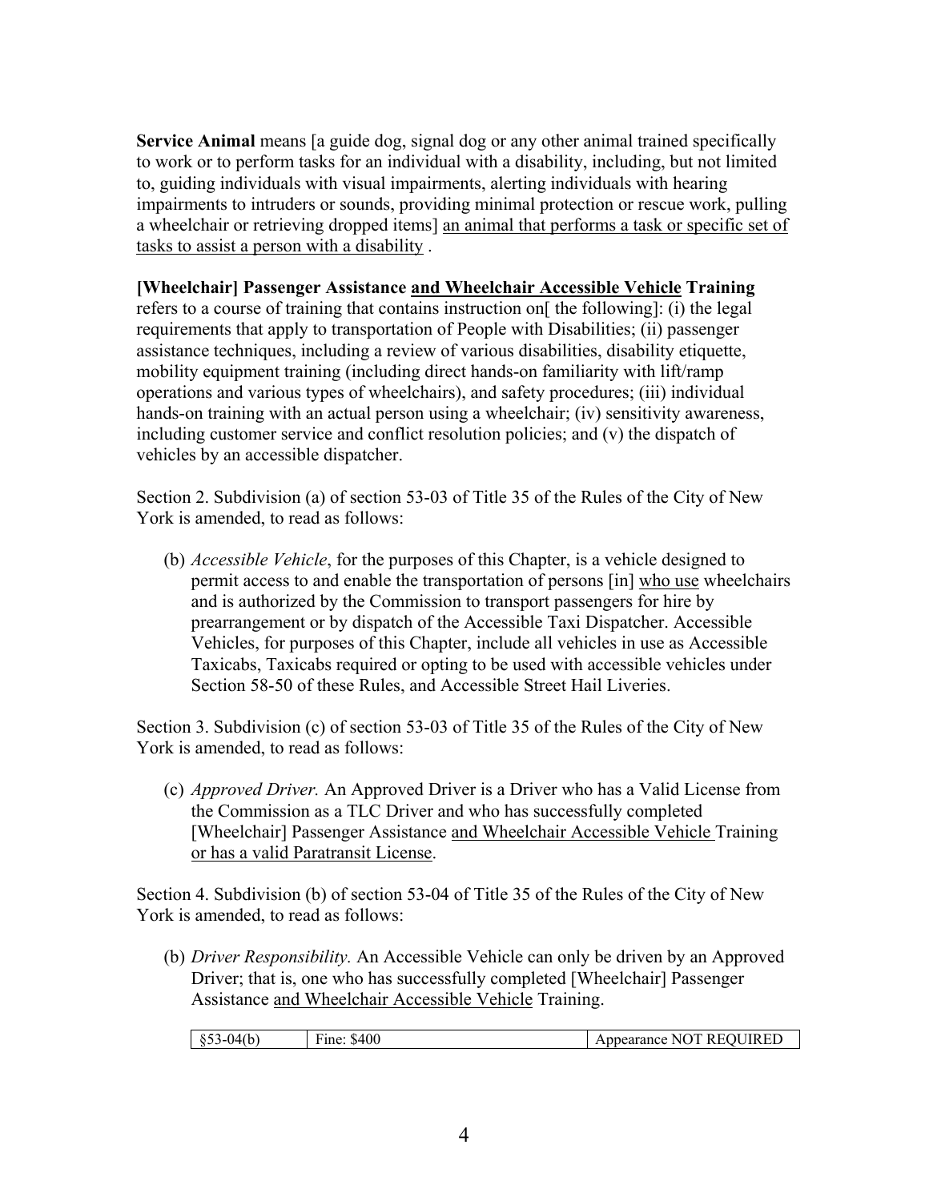**Service Animal** means [a guide dog, signal dog or any other animal trained specifically to work or to perform tasks for an individual with a disability, including, but not limited to, guiding individuals with visual impairments, alerting individuals with hearing impairments to intruders or sounds, providing minimal protection or rescue work, pulling a wheelchair or retrieving dropped items] <u>an animal that performs a task or specific set of tasks to assist a person with a disability</u> .

**[Wheelchair] Passenger Assistance <u>and Wheelchair Accessible Vehicle</u> Training** refers to a course of training that contains instruction on[ the following]: (i) the legal requirements that apply to transportation of People with Disabilities; (ii) passenger assistance techniques, including a review of various disabilities, disability etiquette, mobility equipment training (including direct hands-on familiarity with lift/ramp operations and various types of wheelchairs), and safety procedures; (iii) individual hands-on training with an actual person using a wheelchair; (iv) sensitivity awareness, including customer service and conflict resolution policies; and (v) the dispatch of vehicles by an accessible dispatcher.

Section 2. Subdivision (a) of section 53-03 of Title 35 of the Rules of the City of New York is amended, to read as follows:

(b) *Accessible Vehicle*, for the purposes of this Chapter, is a vehicle designed to permit access to and enable the transportation of persons [in] <u>who use</u> wheelchairs and is authorized by the Commission to transport passengers for hire by prearrangement or by dispatch of the Accessible Taxi Dispatcher. Accessible Vehicles, for purposes of this Chapter, include all vehicles in use as Accessible Taxicabs, Taxicabs required or opting to be used with accessible vehicles under Section 58-50 of these Rules, and Accessible Street Hail Liveries.

Section 3. Subdivision (c) of section 53-03 of Title 35 of the Rules of the City of New York is amended, to read as follows:

(c) *Approved Driver.* An Approved Driver is a Driver who has a Valid License from the Commission as a TLC Driver and who has successfully completed [Wheelchair] Passenger Assistance <u>and Wheelchair Accessible Vehicle</u> Training <u>or has a valid Paratransit License</u>.

Section 4. Subdivision (b) of section 53-04 of Title 35 of the Rules of the City of New York is amended, to read as follows:

(b) *Driver Responsibility.* An Accessible Vehicle can only be driven by an Approved Driver; that is, one who has successfully completed [Wheelchair] Passenger Assistance <u>and Wheelchair Accessible Vehicle</u> Training.

| | | |
|---|---|---|
| §53-04(b) | Fine: $400 | Appearance NOT REQUIRED |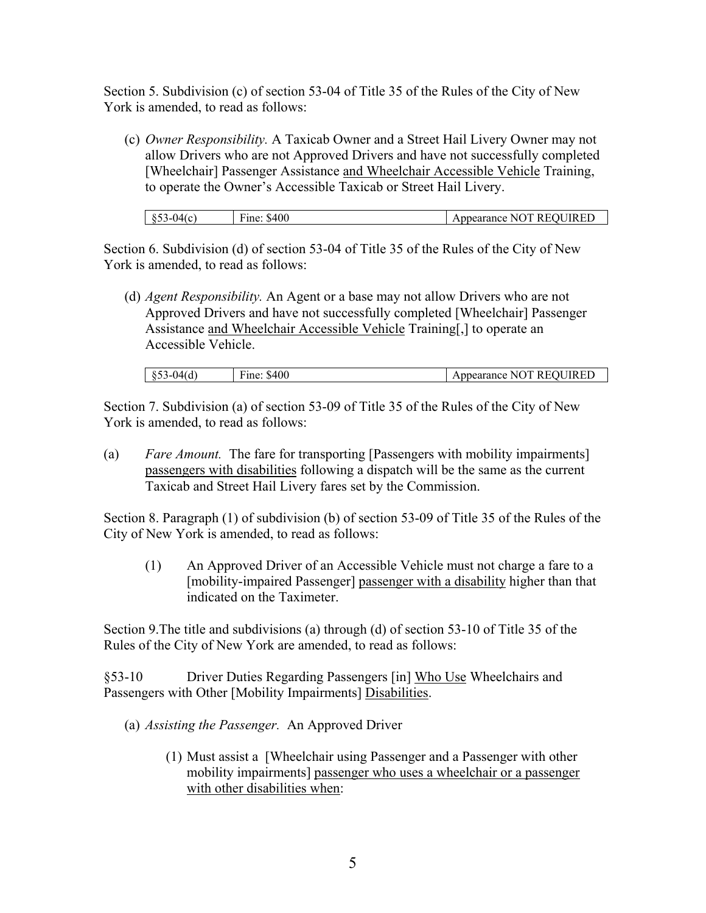Section 5. Subdivision (c) of section 53-04 of Title 35 of the Rules of the City of New York is amended, to read as follows:

(c) *Owner Responsibility.* A Taxicab Owner and a Street Hail Livery Owner may not allow Drivers who are not Approved Drivers and have not successfully completed [Wheelchair] Passenger Assistance <u>and Wheelchair Accessible Vehicle</u> Training, to operate the Owner's Accessible Taxicab or Street Hail Livery.

| | | |
|---|---|---|
| §53-04(c) | Fine: $400 | Appearance NOT REQUIRED |

Section 6. Subdivision (d) of section 53-04 of Title 35 of the Rules of the City of New York is amended, to read as follows:

(d) *Agent Responsibility.* An Agent or a base may not allow Drivers who are not Approved Drivers and have not successfully completed [Wheelchair] Passenger Assistance <u>and Wheelchair Accessible Vehicle</u> Training[,] to operate an Accessible Vehicle.

| | | |
|---|---|---|
| §53-04(d) | Fine: $400 | Appearance NOT REQUIRED |

Section 7. Subdivision (a) of section 53-09 of Title 35 of the Rules of the City of New York is amended, to read as follows:

(a) *Fare Amount.* The fare for transporting [Passengers with mobility impairments] <u>passengers with disabilities</u> following a dispatch will be the same as the current Taxicab and Street Hail Livery fares set by the Commission.

Section 8. Paragraph (1) of subdivision (b) of section 53-09 of Title 35 of the Rules of the City of New York is amended, to read as follows:

(1) An Approved Driver of an Accessible Vehicle must not charge a fare to a [mobility-impaired Passenger] <u>passenger with a disability</u> higher than that indicated on the Taximeter.

Section 9.The title and subdivisions (a) through (d) of section 53-10 of Title 35 of the Rules of the City of New York are amended, to read as follows:

§53-10 Driver Duties Regarding Passengers [in] <u>Who Use</u> Wheelchairs and Passengers with Other [Mobility Impairments] <u>Disabilities</u>.

(a) *Assisting the Passenger.* An Approved Driver

(1) Must assist a [Wheelchair using Passenger and a Passenger with other mobility impairments] <u>passenger who uses a wheelchair or a passenger with other disabilities when</u>: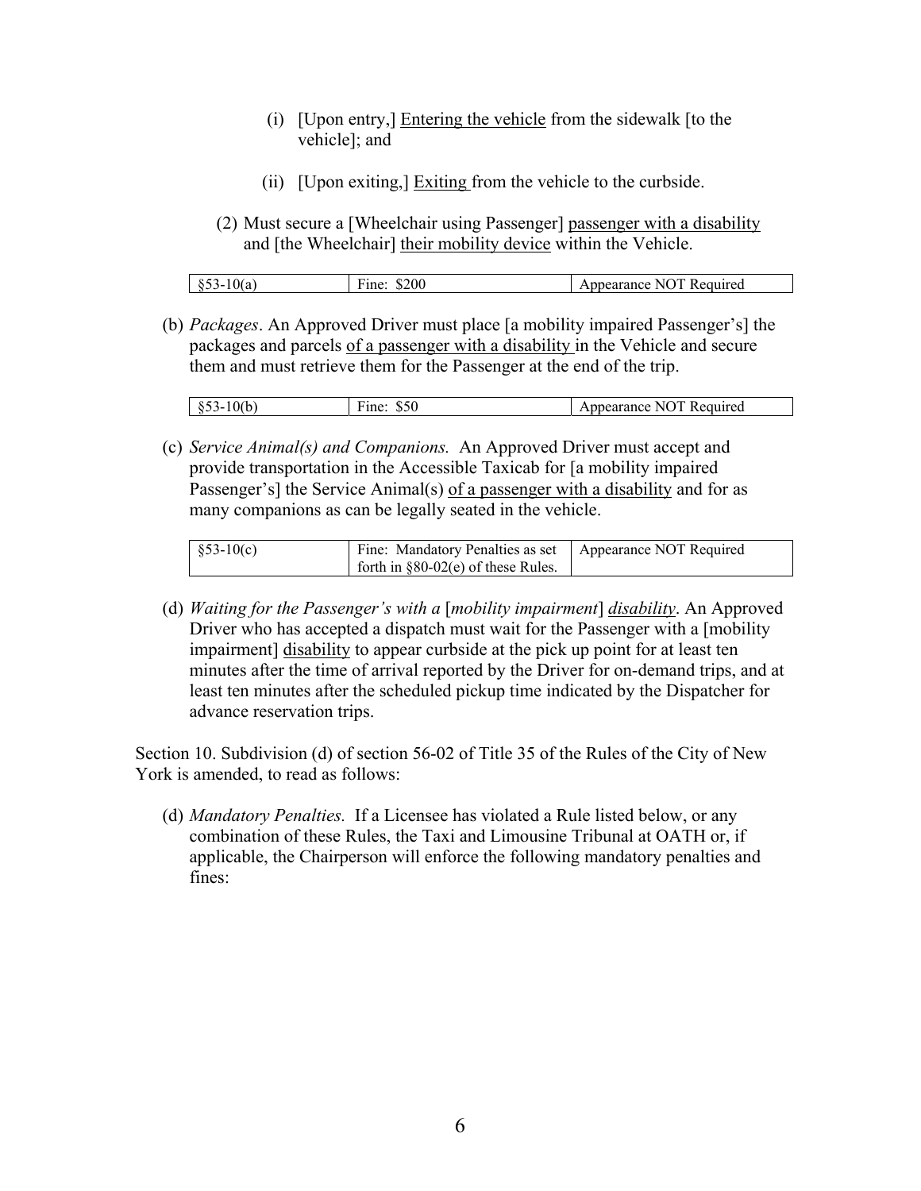(i) [Upon entry,] Entering the vehicle from the sidewalk [to the vehicle]; and

(ii) [Upon exiting,] Exiting from the vehicle to the curbside.

(2) Must secure a [Wheelchair using Passenger] passenger with a disability and [the Wheelchair] their mobility device within the Vehicle.

| | | |
|---|---|---|
| §53-10(a) | Fine: $200 | Appearance NOT Required |

(b) *Packages*. An Approved Driver must place [a mobility impaired Passenger's] the packages and parcels of a passenger with a disability in the Vehicle and secure them and must retrieve them for the Passenger at the end of the trip.

| | | |
|---|---|---|
| §53-10(b) | Fine: $50 | Appearance NOT Required |

(c) *Service Animal(s) and Companions.* An Approved Driver must accept and provide transportation in the Accessible Taxicab for [a mobility impaired Passenger's] the Service Animal(s) of a passenger with a disability and for as many companions as can be legally seated in the vehicle.

| | | |
|---|---|---|
| §53-10(c) | Fine: Mandatory Penalties as set forth in §80-02(e) of these Rules. | Appearance NOT Required |

(d) *Waiting for the Passenger's with a* [*mobility impairment*] *disability*. An Approved Driver who has accepted a dispatch must wait for the Passenger with a [mobility impairment] disability to appear curbside at the pick up point for at least ten minutes after the time of arrival reported by the Driver for on-demand trips, and at least ten minutes after the scheduled pickup time indicated by the Dispatcher for advance reservation trips.

Section 10. Subdivision (d) of section 56-02 of Title 35 of the Rules of the City of New York is amended, to read as follows:

(d) *Mandatory Penalties.* If a Licensee has violated a Rule listed below, or any combination of these Rules, the Taxi and Limousine Tribunal at OATH or, if applicable, the Chairperson will enforce the following mandatory penalties and fines: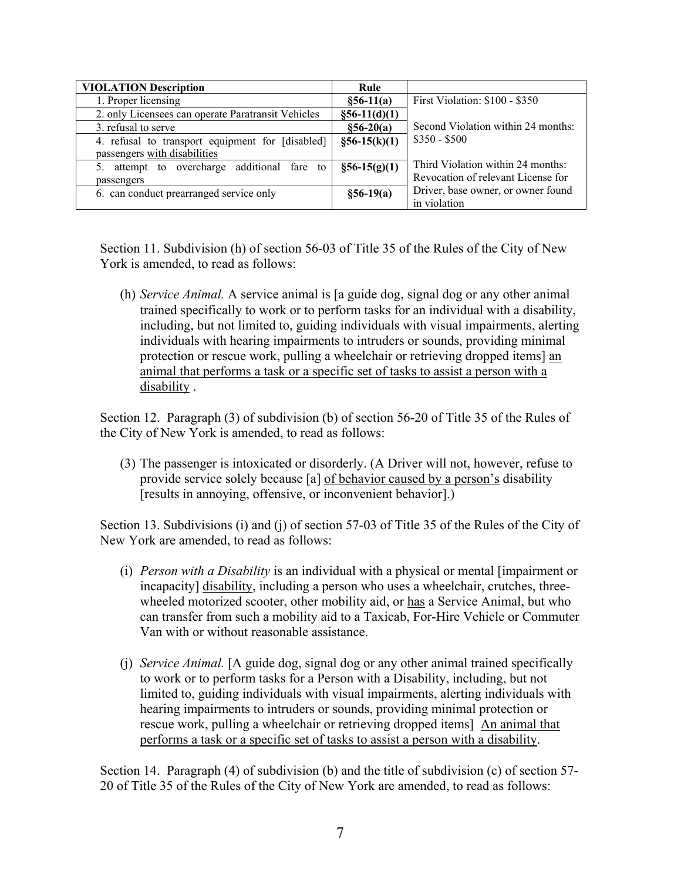| VIOLATION Description | Rule | |
|---|---|---|
| 1. Proper licensing | §56-11(a) | First Violation: $100 - $350<br><br>Second Violation within 24 months: $350 - $500<br><br>Third Violation within 24 months: Revocation of relevant License for Driver, base owner, or owner found in violation |
| 2. only Licensees can operate Paratransit Vehicles | §56-11(d)(1) | |
| 3. refusal to serve | §56-20(a) | |
| 4. refusal to transport equipment for [disabled] passengers <u>with disabilities</u> | §56-15(k)(1) | |
| 5. attempt to overcharge additional fare to passengers | §56-15(g)(1) | |
| 6. can conduct prearranged service only | §56-19(a) | |

Section 11. Subdivision (h) of section 56-03 of Title 35 of the Rules of the City of New York is amended, to read as follows:

(h) *Service Animal.* A service animal is [a guide dog, signal dog or any other animal trained specifically to work or to perform tasks for an individual with a disability, including, but not limited to, guiding individuals with visual impairments, alerting individuals with hearing impairments to intruders or sounds, providing minimal protection or rescue work, pulling a wheelchair or retrieving dropped items] <u>an animal that performs a task or a specific set of tasks to assist a person with a disability</u> .

Section 12. Paragraph (3) of subdivision (b) of section 56-20 of Title 35 of the Rules of the City of New York is amended, to read as follows:

(3) The passenger is intoxicated or disorderly. (A Driver will not, however, refuse to provide service solely because [a] <u>of behavior caused by a person's</u> disability [results in annoying, offensive, or inconvenient behavior].)

Section 13. Subdivisions (i) and (j) of section 57-03 of Title 35 of the Rules of the City of New York are amended, to read as follows:

(i) *Person with a Disability* is an individual with a physical or mental [impairment or incapacity] <u>disability</u>, including a person who uses a wheelchair, crutches, three-wheeled motorized scooter, other mobility aid, or <u>has</u> a Service Animal, but who can transfer from such a mobility aid to a Taxicab, For-Hire Vehicle or Commuter Van with or without reasonable assistance.

(j) *Service Animal.* [A guide dog, signal dog or any other animal trained specifically to work or to perform tasks for a Person with a Disability, including, but not limited to, guiding individuals with visual impairments, alerting individuals with hearing impairments to intruders or sounds, providing minimal protection or rescue work, pulling a wheelchair or retrieving dropped items] <u>An animal that performs a task or a specific set of tasks to assist a person with a disability</u>.

Section 14. Paragraph (4) of subdivision (b) and the title of subdivision (c) of section 57-20 of Title 35 of the Rules of the City of New York are amended, to read as follows: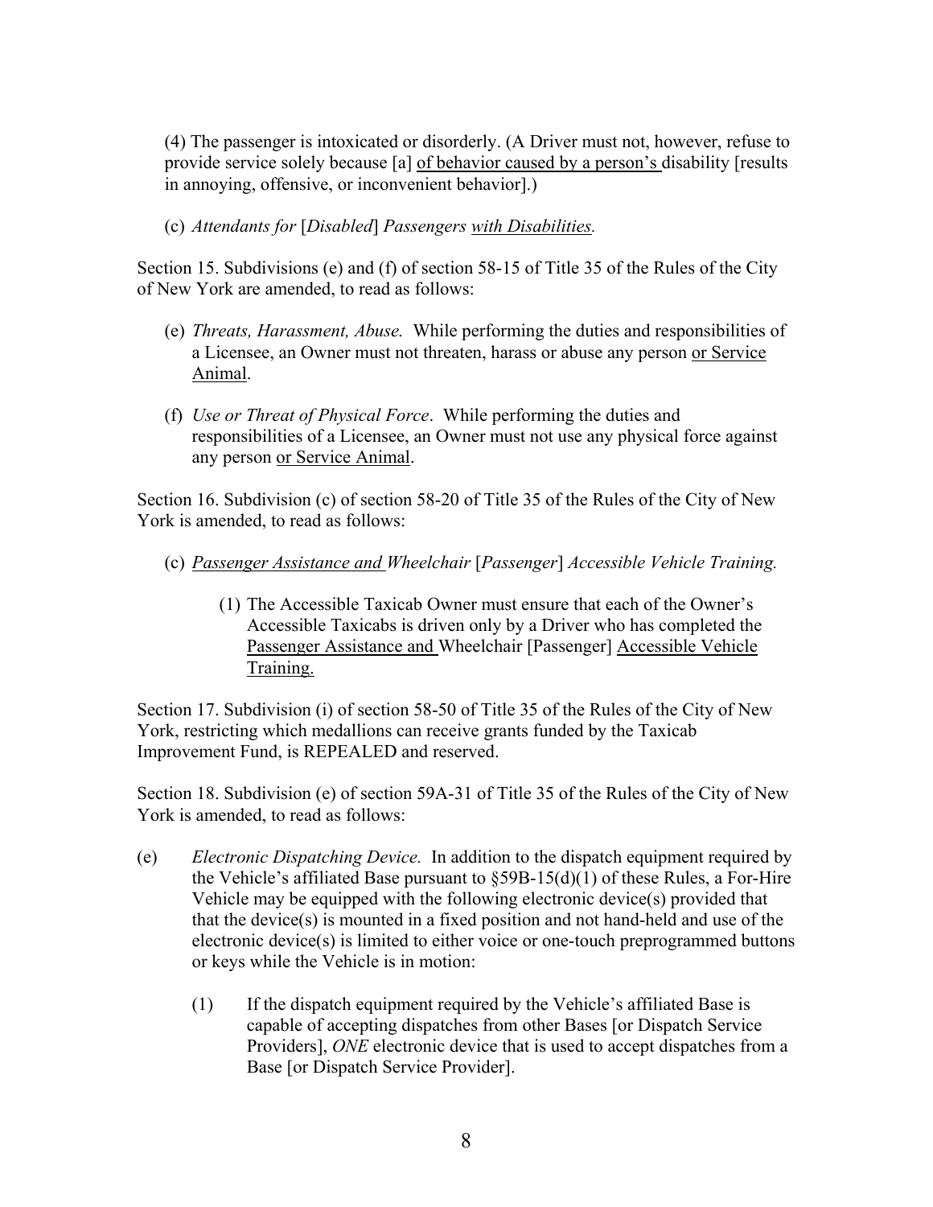(4) The passenger is intoxicated or disorderly. (A Driver must not, however, refuse to provide service solely because [a] <u>of behavior caused by a person's </u>disability [results in annoying, offensive, or inconvenient behavior].)

(c) *Attendants for* [*Disabled*] *Passengers <u>with Disabilities</u>.*

Section 15. Subdivisions (e) and (f) of section 58-15 of Title 35 of the Rules of the City of New York are amended, to read as follows:

(e) *Threats, Harassment, Abuse.* While performing the duties and responsibilities of a Licensee, an Owner must not threaten, harass or abuse any person <u>or Service Animal</u>.

(f) *Use or Threat of Physical Force*. While performing the duties and responsibilities of a Licensee, an Owner must not use any physical force against any person <u>or Service Animal</u>.

Section 16. Subdivision (c) of section 58-20 of Title 35 of the Rules of the City of New York is amended, to read as follows:

(c) *<u>Passenger Assistance and </u>Wheelchair* [*Passenger*] *Accessible Vehicle Training.*

(1) The Accessible Taxicab Owner must ensure that each of the Owner's Accessible Taxicabs is driven only by a Driver who has completed the <u>Passenger Assistance and </u>Wheelchair [Passenger] <u>Accessible Vehicle Training.</u>

Section 17. Subdivision (i) of section 58-50 of Title 35 of the Rules of the City of New York, restricting which medallions can receive grants funded by the Taxicab Improvement Fund, is REPEALED and reserved.

Section 18. Subdivision (e) of section 59A-31 of Title 35 of the Rules of the City of New York is amended, to read as follows:

(e) *Electronic Dispatching Device.* In addition to the dispatch equipment required by the Vehicle's affiliated Base pursuant to §59B-15(d)(1) of these Rules, a For-Hire Vehicle may be equipped with the following electronic device(s) provided that that the device(s) is mounted in a fixed position and not hand-held and use of the electronic device(s) is limited to either voice or one-touch preprogrammed buttons or keys while the Vehicle is in motion:

(1) If the dispatch equipment required by the Vehicle's affiliated Base is capable of accepting dispatches from other Bases [or Dispatch Service Providers], *ONE* electronic device that is used to accept dispatches from a Base [or Dispatch Service Provider].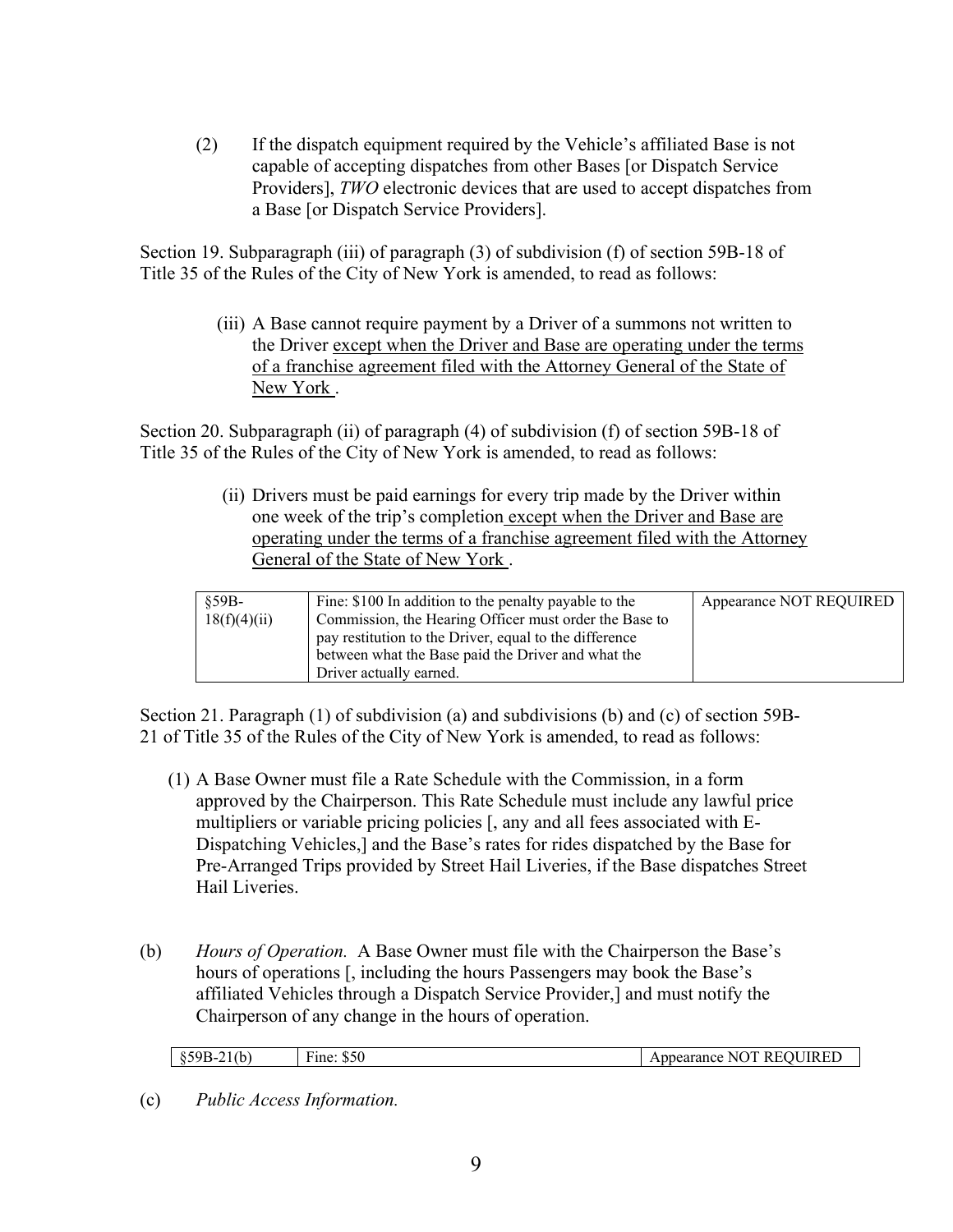(2) If the dispatch equipment required by the Vehicle's affiliated Base is not capable of accepting dispatches from other Bases [or Dispatch Service Providers], *TWO* electronic devices that are used to accept dispatches from a Base [or Dispatch Service Providers].

Section 19. Subparagraph (iii) of paragraph (3) of subdivision (f) of section 59B-18 of Title 35 of the Rules of the City of New York is amended, to read as follows:

(iii) A Base cannot require payment by a Driver of a summons not written to the Driver <u>except when the Driver and Base are operating under the terms of a franchise agreement filed with the Attorney General of the State of New York</u>.

Section 20. Subparagraph (ii) of paragraph (4) of subdivision (f) of section 59B-18 of Title 35 of the Rules of the City of New York is amended, to read as follows:

(ii) Drivers must be paid earnings for every trip made by the Driver within one week of the trip's completion <u>except when the Driver and Base are operating under the terms of a franchise agreement filed with the Attorney General of the State of New York</u>.

| | | |
|---|---|---|
| §59B-18(f)(4)(ii) | Fine: $100 In addition to the penalty payable to the Commission, the Hearing Officer must order the Base to pay restitution to the Driver, equal to the difference between what the Base paid the Driver and what the Driver actually earned. | Appearance NOT REQUIRED |

Section 21. Paragraph (1) of subdivision (a) and subdivisions (b) and (c) of section 59B-21 of Title 35 of the Rules of the City of New York is amended, to read as follows:

(1) A Base Owner must file a Rate Schedule with the Commission, in a form approved by the Chairperson. This Rate Schedule must include any lawful price multipliers or variable pricing policies [, any and all fees associated with E-Dispatching Vehicles,] and the Base's rates for rides dispatched by the Base for Pre-Arranged Trips provided by Street Hail Liveries, if the Base dispatches Street Hail Liveries.

(b) *Hours of Operation.* A Base Owner must file with the Chairperson the Base's hours of operations [, including the hours Passengers may book the Base's affiliated Vehicles through a Dispatch Service Provider,] and must notify the Chairperson of any change in the hours of operation.

| | | |
|---|---|---|
| §59B-21(b) | Fine: $50 | Appearance NOT REQUIRED |

(c) *Public Access Information.*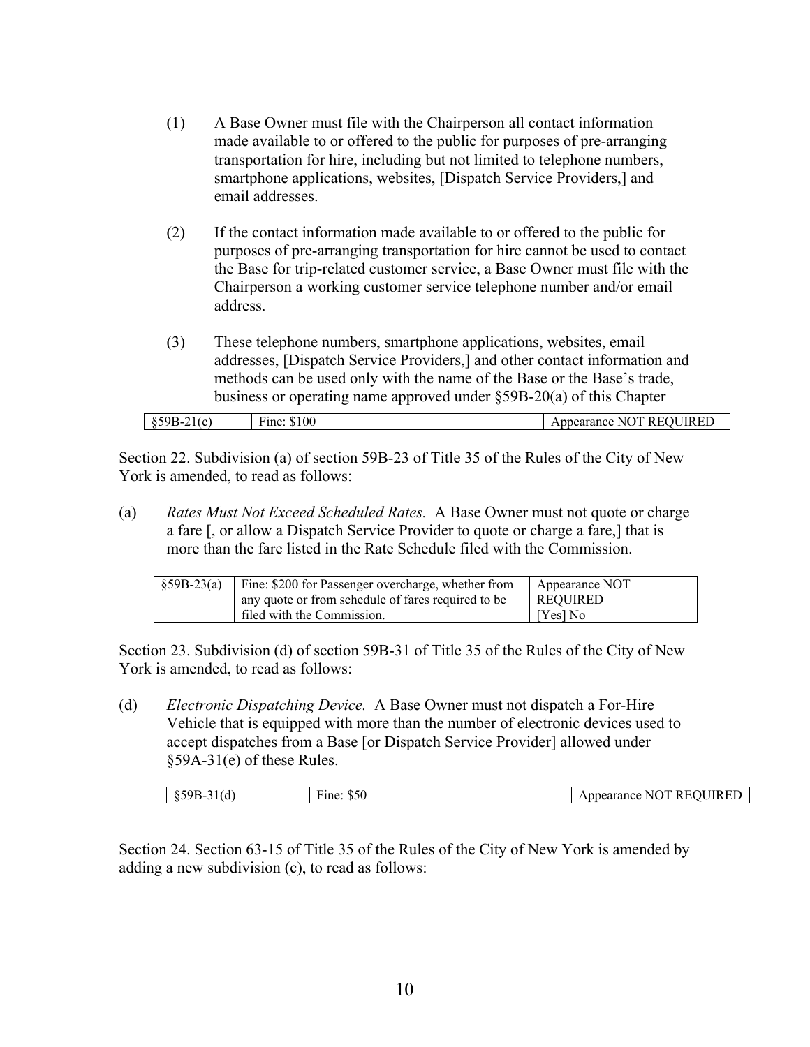(1) A Base Owner must file with the Chairperson all contact information made available to or offered to the public for purposes of pre-arranging transportation for hire, including but not limited to telephone numbers, smartphone applications, websites, [Dispatch Service Providers,] and email addresses.

(2) If the contact information made available to or offered to the public for purposes of pre-arranging transportation for hire cannot be used to contact the Base for trip-related customer service, a Base Owner must file with the Chairperson a working customer service telephone number and/or email address.

(3) These telephone numbers, smartphone applications, websites, email addresses, [Dispatch Service Providers,] and other contact information and methods can be used only with the name of the Base or the Base's trade, business or operating name approved under §59B-20(a) of this Chapter

| | | |
|---|---|---|
| §59B-21(c) | Fine: $100 | Appearance NOT REQUIRED |

Section 22. Subdivision (a) of section 59B-23 of Title 35 of the Rules of the City of New York is amended, to read as follows:

(a) *Rates Must Not Exceed Scheduled Rates.* A Base Owner must not quote or charge a fare [, or allow a Dispatch Service Provider to quote or charge a fare,] that is more than the fare listed in the Rate Schedule filed with the Commission.

| | | |
|---|---|---|
| §59B-23(a) | Fine: $200 for Passenger overcharge, whether from any quote or from schedule of fares required to be filed with the Commission. | Appearance NOT REQUIRED [Yes] No |

Section 23. Subdivision (d) of section 59B-31 of Title 35 of the Rules of the City of New York is amended, to read as follows:

(d) *Electronic Dispatching Device.* A Base Owner must not dispatch a For-Hire Vehicle that is equipped with more than the number of electronic devices used to accept dispatches from a Base [or Dispatch Service Provider] allowed under §59A-31(e) of these Rules.

| | | |
|---|---|---|
| §59B-31(d) | Fine: $50 | Appearance NOT REQUIRED |

Section 24. Section 63-15 of Title 35 of the Rules of the City of New York is amended by adding a new subdivision (c), to read as follows: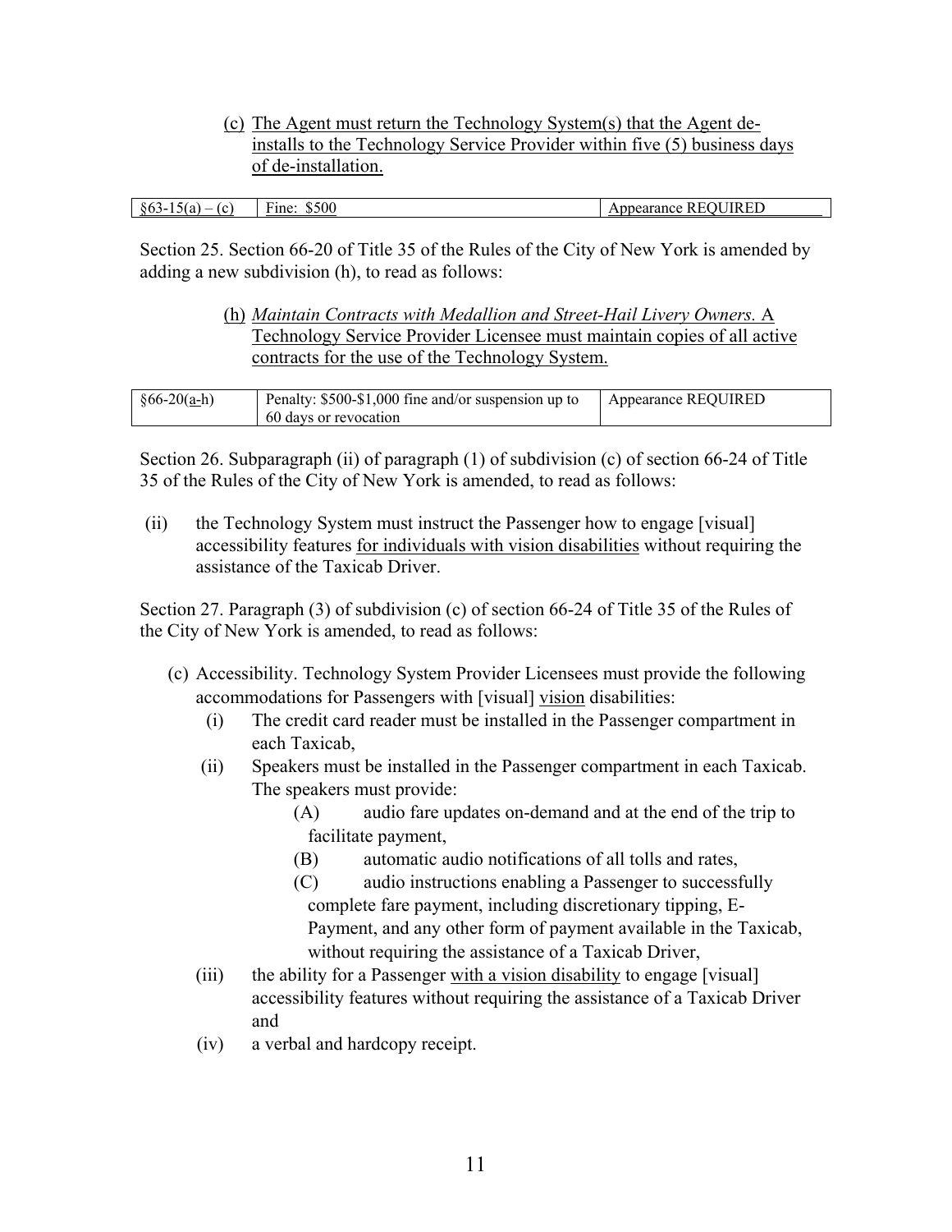(c) <u>The Agent must return the Technology System(s) that the Agent de-installs to the Technology Service Provider within five (5) business days of de-installation.</u>

| | | |
|---|---|---|
| §63-15(a) – (c) | Fine: $500 | Appearance REQUIRED |

Section 25. Section 66-20 of Title 35 of the Rules of the City of New York is amended by adding a new subdivision (h), to read as follows:

<u>(h)</u> <u>*Maintain Contracts with Medallion and Street-Hail Livery Owners.* A Technology Service Provider Licensee must maintain copies of all active contracts for the use of the Technology System.</u>

| | | |
|---|---|---|
| §66-20(<u>a</u>-h) | Penalty: $500-$1,000 fine and/or suspension up to 60 days or revocation | Appearance REQUIRED |

Section 26. Subparagraph (ii) of paragraph (1) of subdivision (c) of section 66-24 of Title 35 of the Rules of the City of New York is amended, to read as follows:

(ii) the Technology System must instruct the Passenger how to engage [visual] accessibility features <u>for individuals with vision disabilities</u> without requiring the assistance of the Taxicab Driver.

Section 27. Paragraph (3) of subdivision (c) of section 66-24 of Title 35 of the Rules of the City of New York is amended, to read as follows:

(c) Accessibility. Technology System Provider Licensees must provide the following accommodations for Passengers with [visual] <u>vision</u> disabilities:
   (i) The credit card reader must be installed in the Passenger compartment in each Taxicab,
   (ii) Speakers must be installed in the Passenger compartment in each Taxicab. The speakers must provide:
      (A) audio fare updates on-demand and at the end of the trip to facilitate payment,
      (B) automatic audio notifications of all tolls and rates,
      (C) audio instructions enabling a Passenger to successfully complete fare payment, including discretionary tipping, E-Payment, and any other form of payment available in the Taxicab, without requiring the assistance of a Taxicab Driver,
   (iii) the ability for a Passenger <u>with a vision disability</u> to engage [visual] accessibility features without requiring the assistance of a Taxicab Driver and
   (iv) a verbal and hardcopy receipt.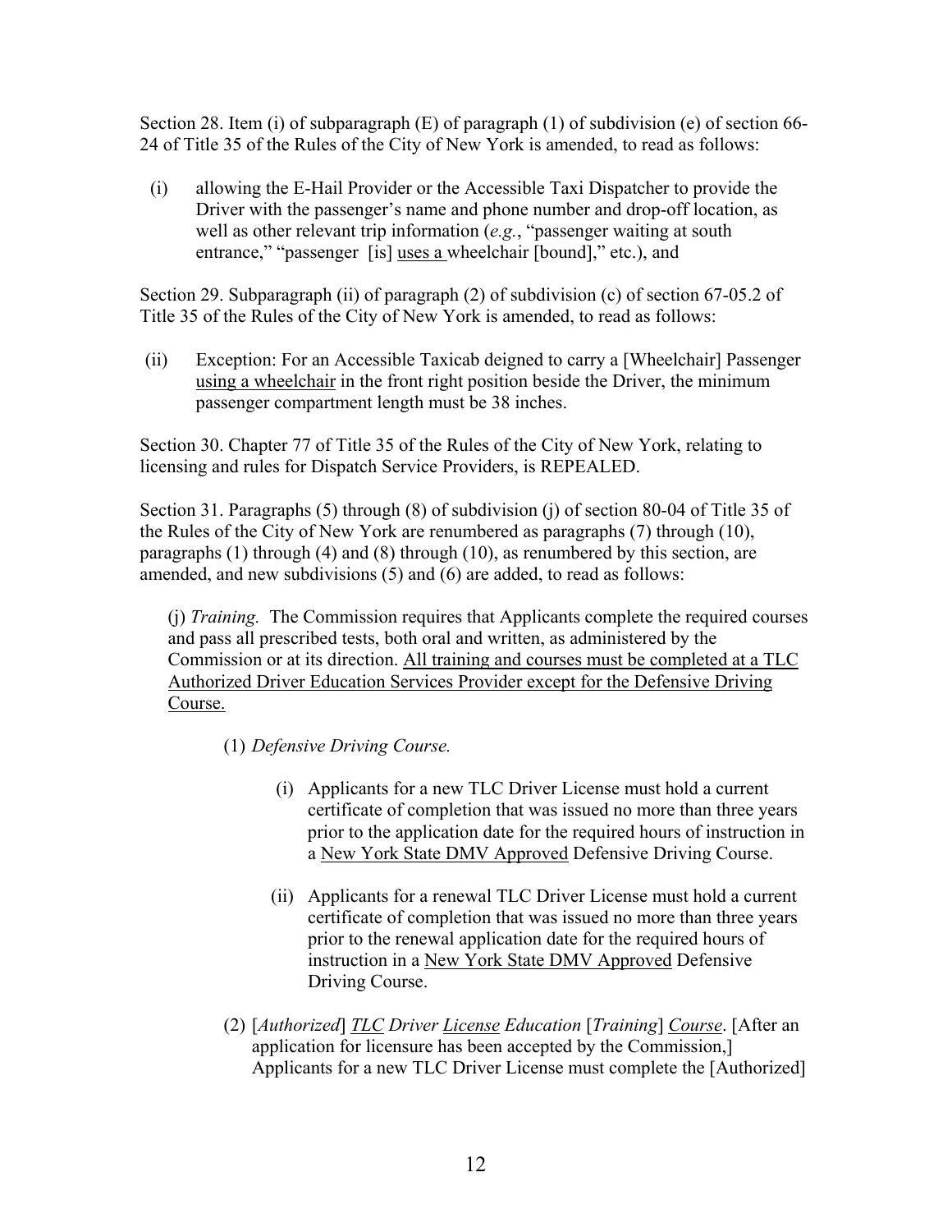Section 28. Item (i) of subparagraph (E) of paragraph (1) of subdivision (e) of section 66-24 of Title 35 of the Rules of the City of New York is amended, to read as follows:

(i) allowing the E-Hail Provider or the Accessible Taxi Dispatcher to provide the Driver with the passenger's name and phone number and drop-off location, as well as other relevant trip information (*e.g.*, "passenger waiting at south entrance," "passenger [is] <u>uses a</u> wheelchair [bound]," etc.), and

Section 29. Subparagraph (ii) of paragraph (2) of subdivision (c) of section 67-05.2 of Title 35 of the Rules of the City of New York is amended, to read as follows:

(ii) Exception: For an Accessible Taxicab deigned to carry a [Wheelchair] Passenger <u>using a wheelchair</u> in the front right position beside the Driver, the minimum passenger compartment length must be 38 inches.

Section 30. Chapter 77 of Title 35 of the Rules of the City of New York, relating to licensing and rules for Dispatch Service Providers, is REPEALED.

Section 31. Paragraphs (5) through (8) of subdivision (j) of section 80-04 of Title 35 of the Rules of the City of New York are renumbered as paragraphs (7) through (10), paragraphs (1) through (4) and (8) through (10), as renumbered by this section, are amended, and new subdivisions (5) and (6) are added, to read as follows:

(j) *Training.* The Commission requires that Applicants complete the required courses and pass all prescribed tests, both oral and written, as administered by the Commission or at its direction. <u>All training and courses must be completed at a TLC Authorized Driver Education Services Provider except for the Defensive Driving Course.</u>

(1) *Defensive Driving Course.*

(i) Applicants for a new TLC Driver License must hold a current certificate of completion that was issued no more than three years prior to the application date for the required hours of instruction in a <u>New York State DMV Approved</u> Defensive Driving Course.

(ii) Applicants for a renewal TLC Driver License must hold a current certificate of completion that was issued no more than three years prior to the renewal application date for the required hours of instruction in a <u>New York State DMV Approved</u> Defensive Driving Course.

(2) [*Authorized*] <u>*TLC*</u> *Driver* <u>*License*</u> *Education* [*Training*] <u>*Course*</u>. [After an application for licensure has been accepted by the Commission,] Applicants for a new TLC Driver License must complete the [Authorized]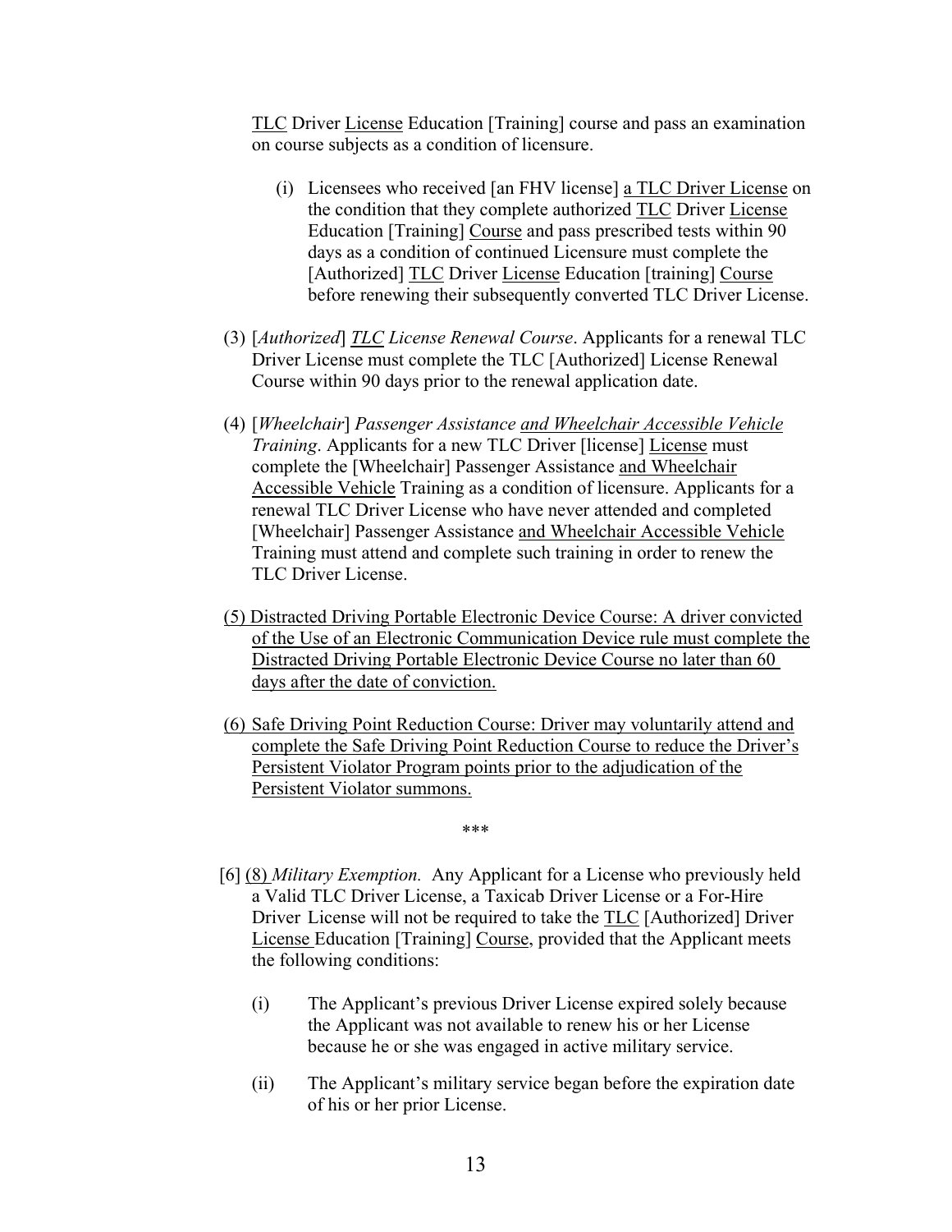<u>TLC</u> Driver <u>License</u> Education [Training] course and pass an examination on course subjects as a condition of licensure.

(i) Licensees who received [an FHV license] <u>a TLC Driver License</u> on the condition that they complete authorized <u>TLC</u> Driver <u>License</u> Education [Training] <u>Course</u> and pass prescribed tests within 90 days as a condition of continued Licensure must complete the [Authorized] <u>TLC</u> Driver <u>License</u> Education [training] <u>Course</u> before renewing their subsequently converted TLC Driver License.

(3) [*Authorized*] <u>*TLC*</u> *License Renewal Course*. Applicants for a renewal TLC Driver License must complete the TLC [Authorized] License Renewal Course within 90 days prior to the renewal application date.

(4) [*Wheelchair*] *Passenger Assistance* <u>*and Wheelchair Accessible Vehicle*</u> *Training*. Applicants for a new TLC Driver [license] <u>License</u> must complete the [Wheelchair] Passenger Assistance <u>and Wheelchair Accessible Vehicle</u> Training as a condition of licensure. Applicants for a renewal TLC Driver License who have never attended and completed [Wheelchair] Passenger Assistance <u>and Wheelchair Accessible Vehicle</u> Training must attend and complete such training in order to renew the TLC Driver License.

<u>(5) Distracted Driving Portable Electronic Device Course: A driver convicted of the Use of an Electronic Communication Device rule must complete the Distracted Driving Portable Electronic Device Course no later than 60 days after the date of conviction.</u>

<u>(6) Safe Driving Point Reduction Course: Driver may voluntarily attend and complete the Safe Driving Point Reduction Course to reduce the Driver's Persistent Violator Program points prior to the adjudication of the Persistent Violator summons.</u>

\*\*\*

[6] <u>(8)</u> *Military Exemption.* Any Applicant for a License who previously held a Valid TLC Driver License, a Taxicab Driver License or a For-Hire Driver License will not be required to take the <u>TLC</u> [Authorized] Driver <u>License</u> Education [Training] <u>Course</u>, provided that the Applicant meets the following conditions:

(i) The Applicant's previous Driver License expired solely because the Applicant was not available to renew his or her License because he or she was engaged in active military service.

(ii) The Applicant's military service began before the expiration date of his or her prior License.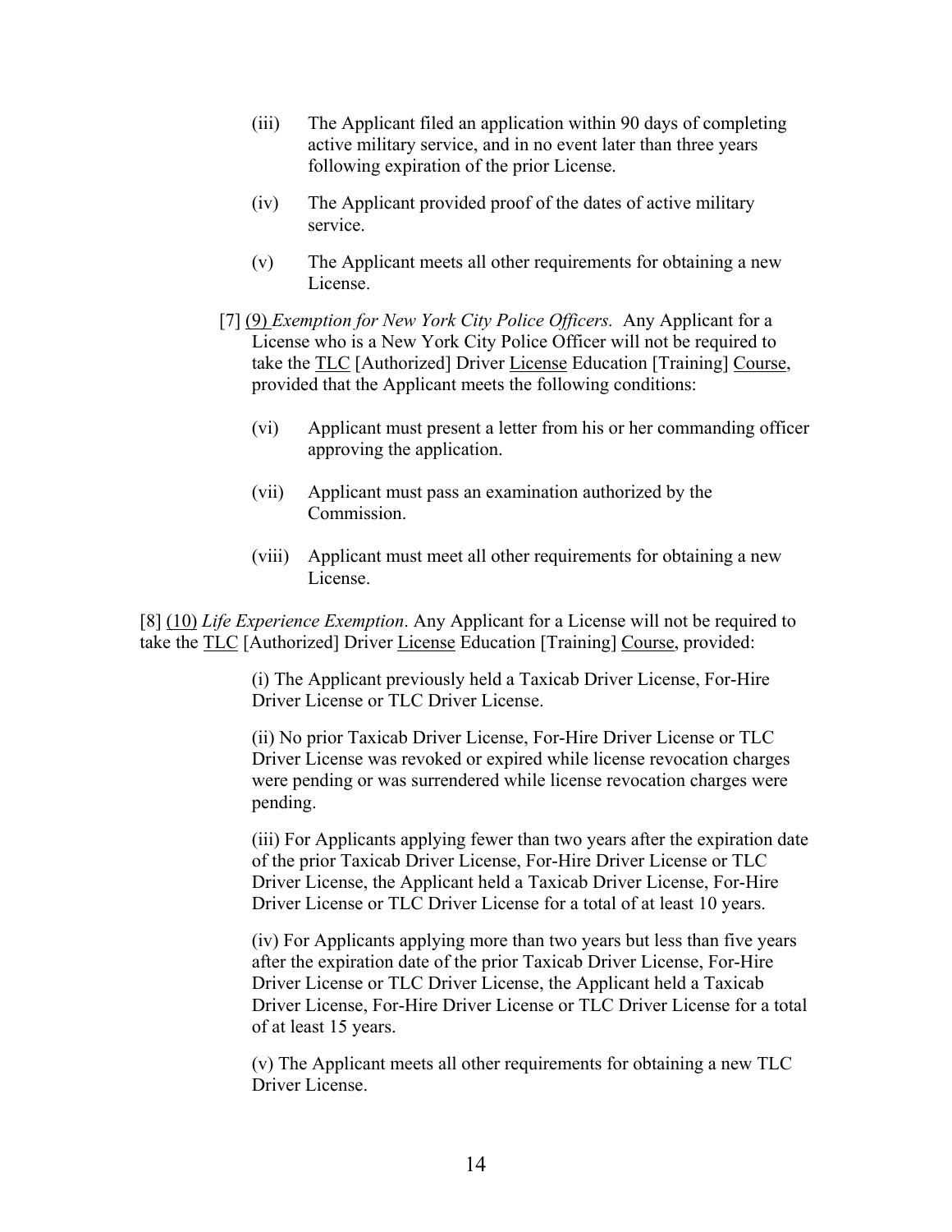(iii) The Applicant filed an application within 90 days of completing active military service, and in no event later than three years following expiration of the prior License.

(iv) The Applicant provided proof of the dates of active military service.

(v) The Applicant meets all other requirements for obtaining a new License.

[7] <u>(9)</u> *Exemption for New York City Police Officers*. Any Applicant for a License who is a New York City Police Officer will not be required to take the <u>TLC</u> [Authorized] Driver <u>License</u> Education [Training] <u>Course</u>, provided that the Applicant meets the following conditions:

(vi) Applicant must present a letter from his or her commanding officer approving the application.

(vii) Applicant must pass an examination authorized by the Commission.

(viii) Applicant must meet all other requirements for obtaining a new License.

[8] <u>(10)</u> *Life Experience Exemption*. Any Applicant for a License will not be required to take the <u>TLC</u> [Authorized] Driver <u>License</u> Education [Training] <u>Course</u>, provided:

(i) The Applicant previously held a Taxicab Driver License, For-Hire Driver License or TLC Driver License.

(ii) No prior Taxicab Driver License, For-Hire Driver License or TLC Driver License was revoked or expired while license revocation charges were pending or was surrendered while license revocation charges were pending.

(iii) For Applicants applying fewer than two years after the expiration date of the prior Taxicab Driver License, For-Hire Driver License or TLC Driver License, the Applicant held a Taxicab Driver License, For-Hire Driver License or TLC Driver License for a total of at least 10 years.

(iv) For Applicants applying more than two years but less than five years after the expiration date of the prior Taxicab Driver License, For-Hire Driver License or TLC Driver License, the Applicant held a Taxicab Driver License, For-Hire Driver License or TLC Driver License for a total of at least 15 years.

(v) The Applicant meets all other requirements for obtaining a new TLC Driver License.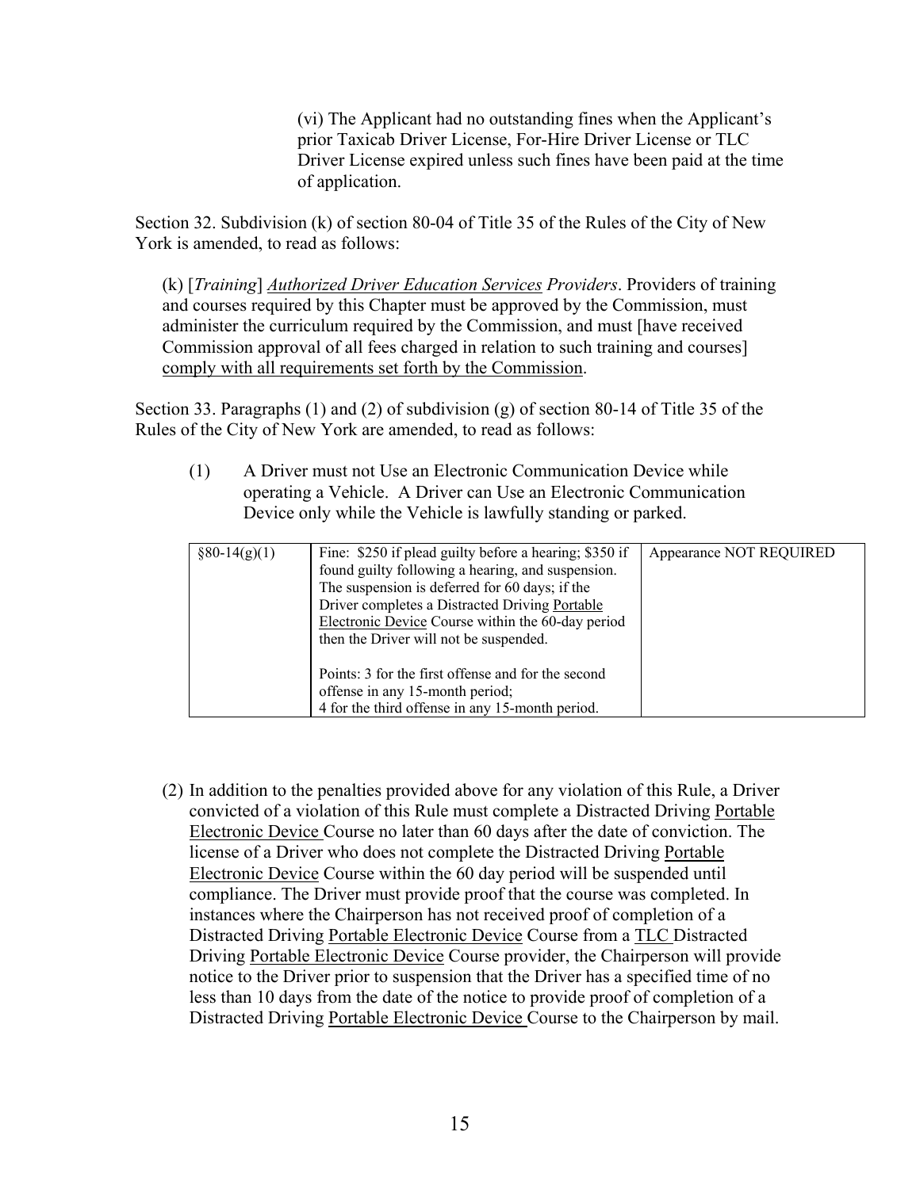(vi) The Applicant had no outstanding fines when the Applicant's prior Taxicab Driver License, For-Hire Driver License or TLC Driver License expired unless such fines have been paid at the time of application.

Section 32. Subdivision (k) of section 80-04 of Title 35 of the Rules of the City of New York is amended, to read as follows:

(k) [*Training*] *Authorized Driver Education Services Providers*. Providers of training and courses required by this Chapter must be approved by the Commission, must administer the curriculum required by the Commission, and must [have received Commission approval of all fees charged in relation to such training and courses] comply with all requirements set forth by the Commission.

Section 33. Paragraphs (1) and (2) of subdivision (g) of section 80-14 of Title 35 of the Rules of the City of New York are amended, to read as follows:

(1) A Driver must not Use an Electronic Communication Device while operating a Vehicle. A Driver can Use an Electronic Communication Device only while the Vehicle is lawfully standing or parked.

| | | |
|---|---|---|
| §80-14(g)(1) | Fine: \$250 if plead guilty before a hearing; \$350 if found guilty following a hearing, and suspension. The suspension is deferred for 60 days; if the Driver completes a Distracted Driving Portable Electronic Device Course within the 60-day period then the Driver will not be suspended.<br><br>Points: 3 for the first offense and for the second offense in any 15-month period;<br>4 for the third offense in any 15-month period. | Appearance NOT REQUIRED |

(2) In addition to the penalties provided above for any violation of this Rule, a Driver convicted of a violation of this Rule must complete a Distracted Driving Portable Electronic Device Course no later than 60 days after the date of conviction. The license of a Driver who does not complete the Distracted Driving Portable Electronic Device Course within the 60 day period will be suspended until compliance. The Driver must provide proof that the course was completed. In instances where the Chairperson has not received proof of completion of a Distracted Driving Portable Electronic Device Course from a TLC Distracted Driving Portable Electronic Device Course provider, the Chairperson will provide notice to the Driver prior to suspension that the Driver has a specified time of no less than 10 days from the date of the notice to provide proof of completion of a Distracted Driving Portable Electronic Device Course to the Chairperson by mail.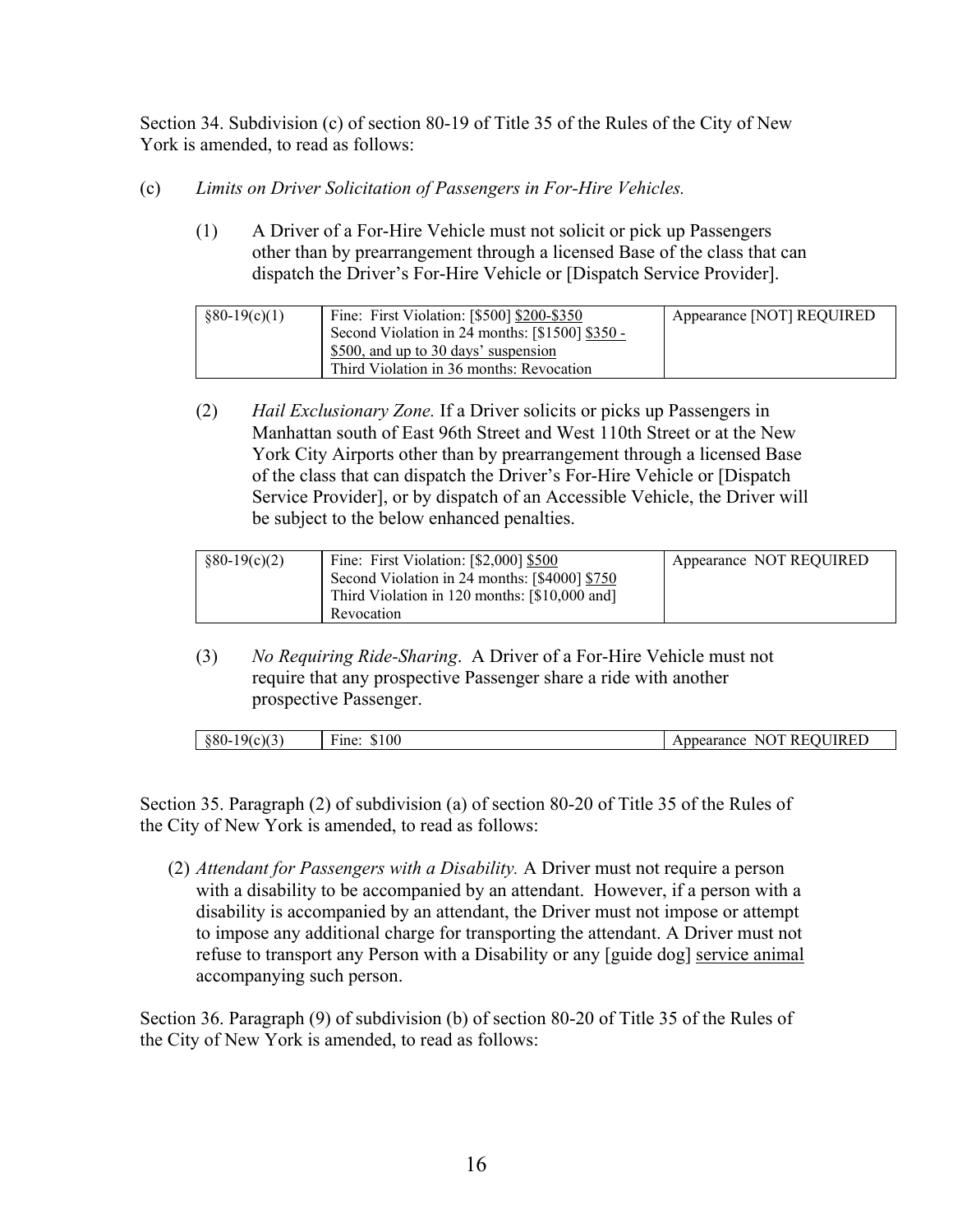Section 34. Subdivision (c) of section 80-19 of Title 35 of the Rules of the City of New York is amended, to read as follows:

(c) *Limits on Driver Solicitation of Passengers in For-Hire Vehicles.*

(1) A Driver of a For-Hire Vehicle must not solicit or pick up Passengers other than by prearrangement through a licensed Base of the class that can dispatch the Driver's For-Hire Vehicle or [Dispatch Service Provider].

| | | |
|---|---|---|
| §80-19(c)(1) | Fine: First Violation: [$500] $200-$350<br>Second Violation in 24 months: [$1500] $350 - $500, and up to 30 days' suspension<br>Third Violation in 36 months: Revocation | Appearance [NOT] REQUIRED |

(2) *Hail Exclusionary Zone.* If a Driver solicits or picks up Passengers in Manhattan south of East 96th Street and West 110th Street or at the New York City Airports other than by prearrangement through a licensed Base of the class that can dispatch the Driver's For-Hire Vehicle or [Dispatch Service Provider], or by dispatch of an Accessible Vehicle, the Driver will be subject to the below enhanced penalties.

| | | |
|---|---|---|
| §80-19(c)(2) | Fine: First Violation: [$2,000] $500<br>Second Violation in 24 months: [$4000] $750<br>Third Violation in 120 months: [$10,000 and] Revocation | Appearance NOT REQUIRED |

(3) *No Requiring Ride-Sharing*. A Driver of a For-Hire Vehicle must not require that any prospective Passenger share a ride with another prospective Passenger.

| | | |
|---|---|---|
| §80-19(c)(3) | Fine: $100 | Appearance NOT REQUIRED |

Section 35. Paragraph (2) of subdivision (a) of section 80-20 of Title 35 of the Rules of the City of New York is amended, to read as follows:

(2) *Attendant for Passengers with a Disability.* A Driver must not require a person with a disability to be accompanied by an attendant. However, if a person with a disability is accompanied by an attendant, the Driver must not impose or attempt to impose any additional charge for transporting the attendant. A Driver must not refuse to transport any Person with a Disability or any [guide dog] service animal accompanying such person.

Section 36. Paragraph (9) of subdivision (b) of section 80-20 of Title 35 of the Rules of the City of New York is amended, to read as follows: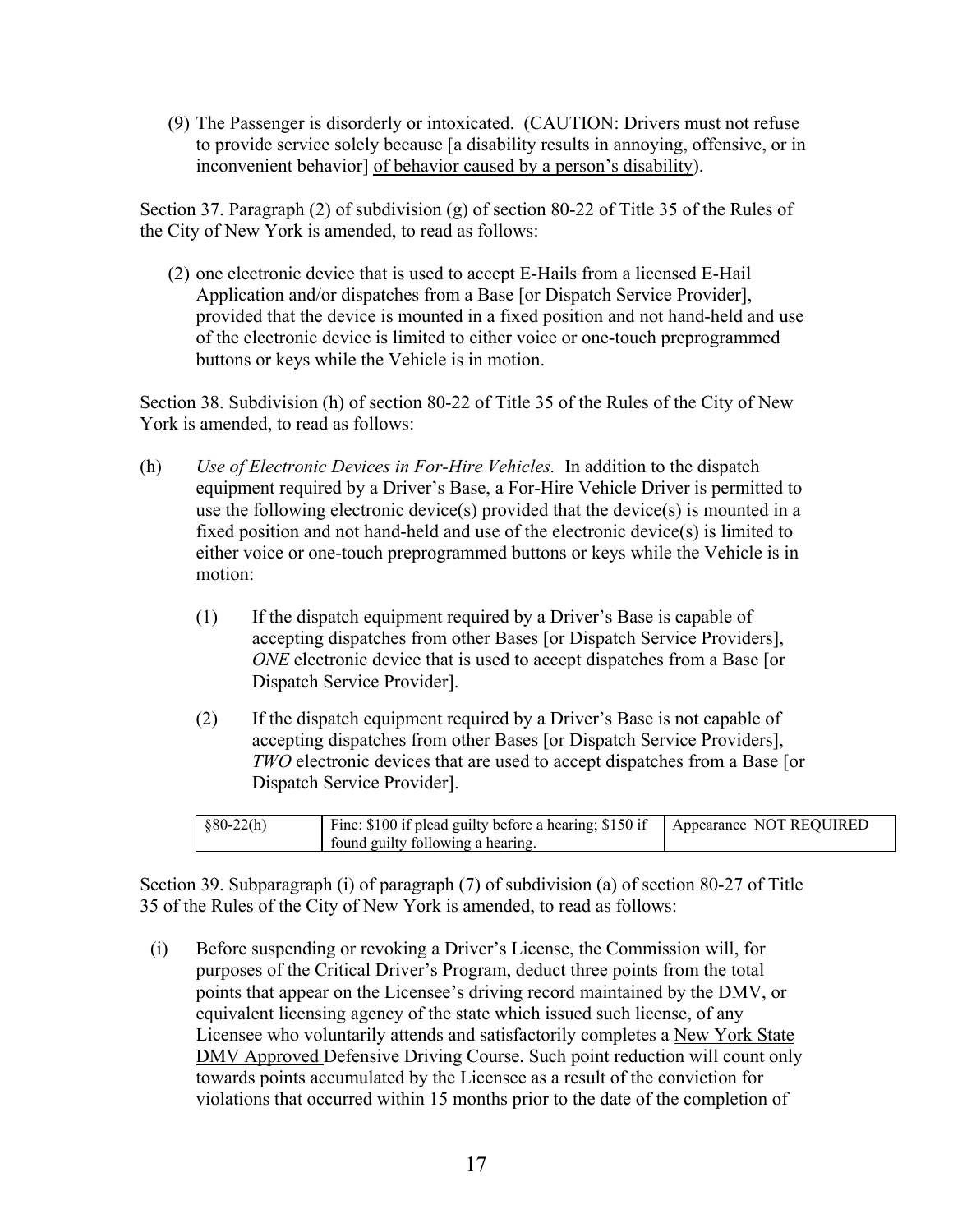(9) The Passenger is disorderly or intoxicated. (CAUTION: Drivers must not refuse to provide service solely because [a disability results in annoying, offensive, or in inconvenient behavior] <u>of behavior caused by a person's disability</u>).

Section 37. Paragraph (2) of subdivision (g) of section 80-22 of Title 35 of the Rules of the City of New York is amended, to read as follows:

(2) one electronic device that is used to accept E-Hails from a licensed E-Hail Application and/or dispatches from a Base [or Dispatch Service Provider], provided that the device is mounted in a fixed position and not hand-held and use of the electronic device is limited to either voice or one-touch preprogrammed buttons or keys while the Vehicle is in motion.

Section 38. Subdivision (h) of section 80-22 of Title 35 of the Rules of the City of New York is amended, to read as follows:

(h) *Use of Electronic Devices in For-Hire Vehicles.* In addition to the dispatch equipment required by a Driver's Base, a For-Hire Vehicle Driver is permitted to use the following electronic device(s) provided that the device(s) is mounted in a fixed position and not hand-held and use of the electronic device(s) is limited to either voice or one-touch preprogrammed buttons or keys while the Vehicle is in motion:

(1) If the dispatch equipment required by a Driver's Base is capable of accepting dispatches from other Bases [or Dispatch Service Providers], *ONE* electronic device that is used to accept dispatches from a Base [or Dispatch Service Provider].

(2) If the dispatch equipment required by a Driver's Base is not capable of accepting dispatches from other Bases [or Dispatch Service Providers], *TWO* electronic devices that are used to accept dispatches from a Base [or Dispatch Service Provider].

| | | |
|---|---|---|
| §80-22(h) | Fine: $100 if plead guilty before a hearing; $150 if found guilty following a hearing. | Appearance NOT REQUIRED |

Section 39. Subparagraph (i) of paragraph (7) of subdivision (a) of section 80-27 of Title 35 of the Rules of the City of New York is amended, to read as follows:

(i) Before suspending or revoking a Driver's License, the Commission will, for purposes of the Critical Driver's Program, deduct three points from the total points that appear on the Licensee's driving record maintained by the DMV, or equivalent licensing agency of the state which issued such license, of any Licensee who voluntarily attends and satisfactorily completes a <u>New York State DMV Approved</u> Defensive Driving Course. Such point reduction will count only towards points accumulated by the Licensee as a result of the conviction for violations that occurred within 15 months prior to the date of the completion of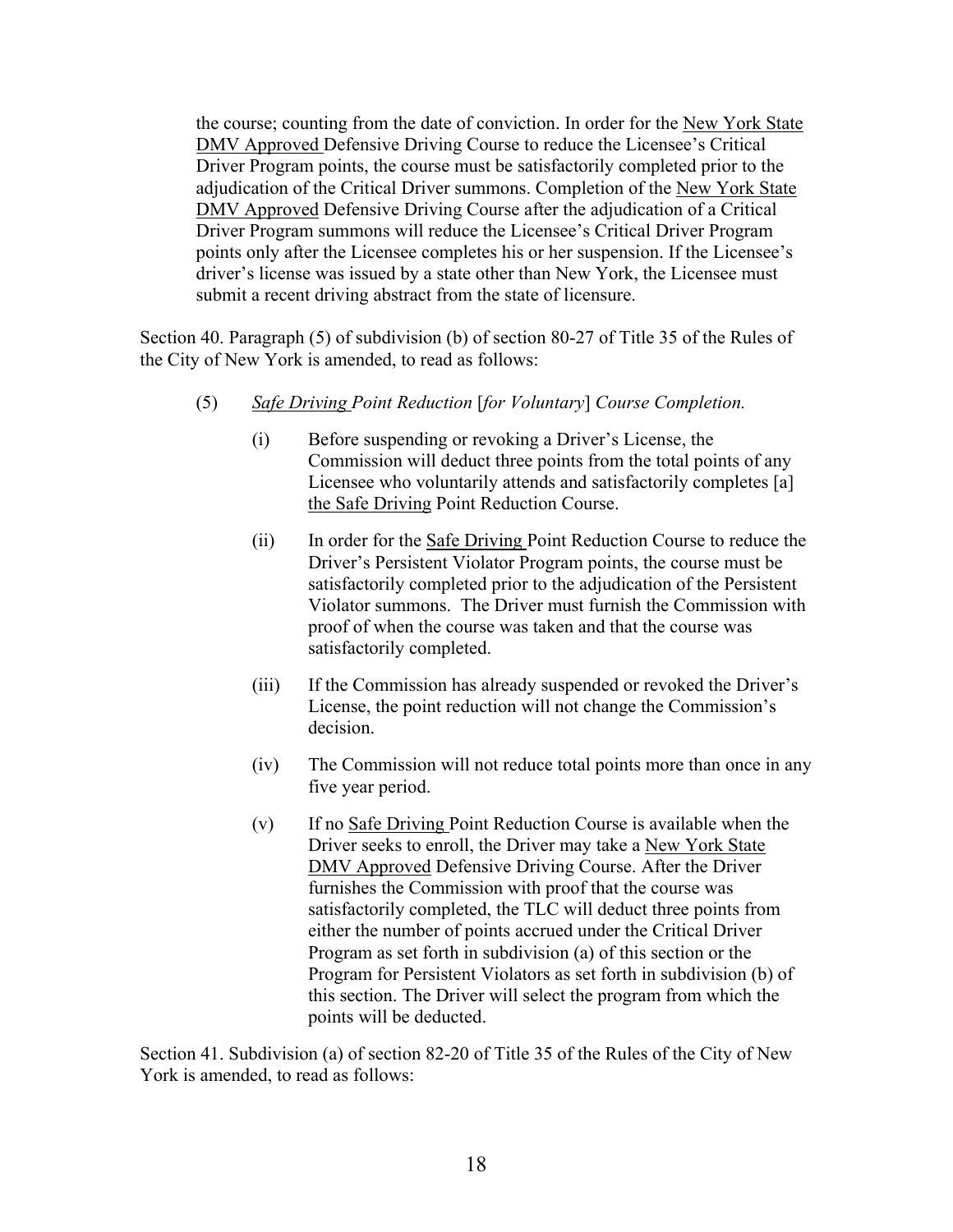the course; counting from the date of conviction. In order for the New York State DMV Approved Defensive Driving Course to reduce the Licensee's Critical Driver Program points, the course must be satisfactorily completed prior to the adjudication of the Critical Driver summons. Completion of the New York State DMV Approved Defensive Driving Course after the adjudication of a Critical Driver Program summons will reduce the Licensee's Critical Driver Program points only after the Licensee completes his or her suspension. If the Licensee's driver's license was issued by a state other than New York, the Licensee must submit a recent driving abstract from the state of licensure.

Section 40. Paragraph (5) of subdivision (b) of section 80-27 of Title 35 of the Rules of the City of New York is amended, to read as follows:

(5) *Safe Driving Point Reduction* [*for Voluntary*] *Course Completion.*

(i) Before suspending or revoking a Driver's License, the Commission will deduct three points from the total points of any Licensee who voluntarily attends and satisfactorily completes [a] the Safe Driving Point Reduction Course.

(ii) In order for the Safe Driving Point Reduction Course to reduce the Driver's Persistent Violator Program points, the course must be satisfactorily completed prior to the adjudication of the Persistent Violator summons. The Driver must furnish the Commission with proof of when the course was taken and that the course was satisfactorily completed.

(iii) If the Commission has already suspended or revoked the Driver's License, the point reduction will not change the Commission's decision.

(iv) The Commission will not reduce total points more than once in any five year period.

(v) If no Safe Driving Point Reduction Course is available when the Driver seeks to enroll, the Driver may take a New York State DMV Approved Defensive Driving Course. After the Driver furnishes the Commission with proof that the course was satisfactorily completed, the TLC will deduct three points from either the number of points accrued under the Critical Driver Program as set forth in subdivision (a) of this section or the Program for Persistent Violators as set forth in subdivision (b) of this section. The Driver will select the program from which the points will be deducted.

Section 41. Subdivision (a) of section 82-20 of Title 35 of the Rules of the City of New York is amended, to read as follows: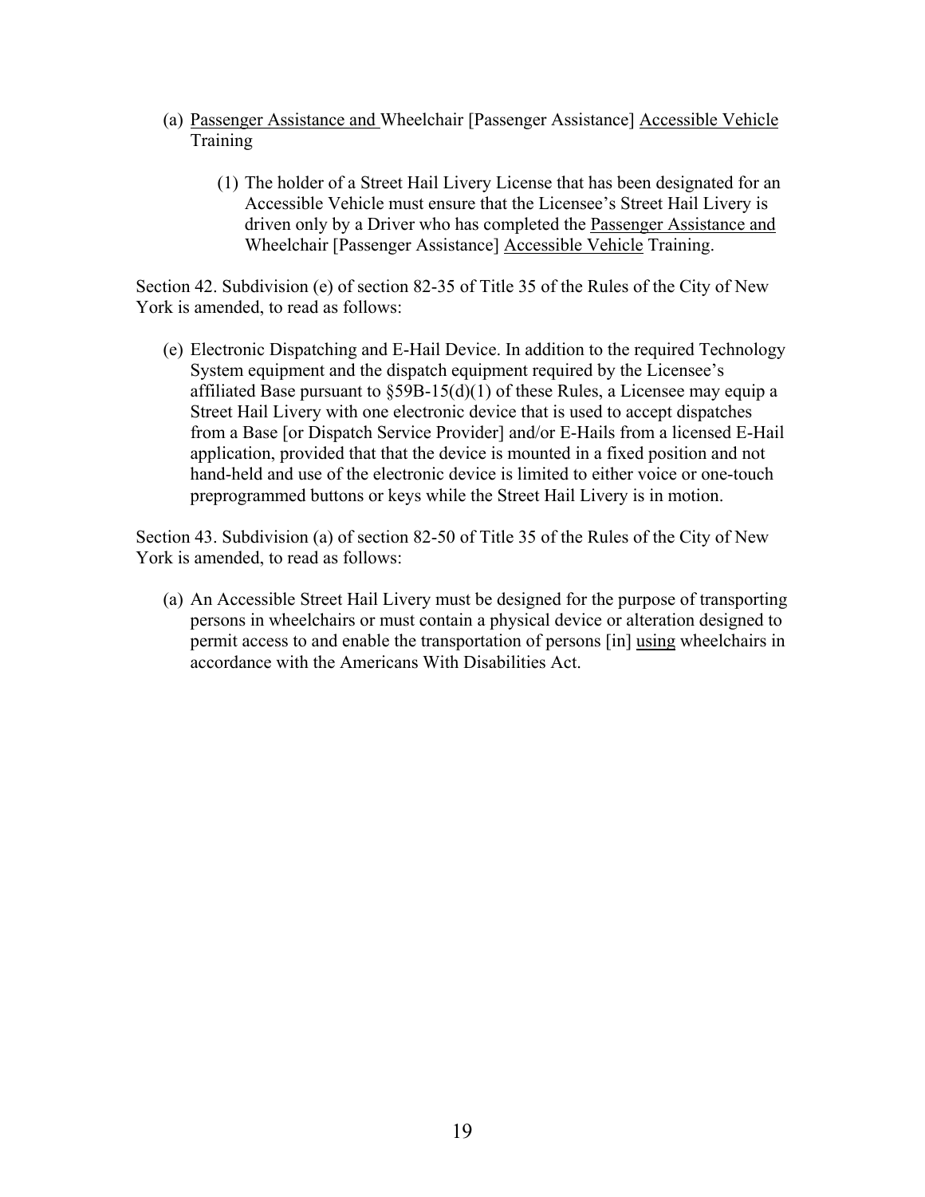(a) Passenger Assistance and Wheelchair [Passenger Assistance] Accessible Vehicle Training

   (1) The holder of a Street Hail Livery License that has been designated for an Accessible Vehicle must ensure that the Licensee's Street Hail Livery is driven only by a Driver who has completed the Passenger Assistance and Wheelchair [Passenger Assistance] Accessible Vehicle Training.

Section 42. Subdivision (e) of section 82-35 of Title 35 of the Rules of the City of New York is amended, to read as follows:

(e) Electronic Dispatching and E-Hail Device. In addition to the required Technology System equipment and the dispatch equipment required by the Licensee's affiliated Base pursuant to §59B-15(d)(1) of these Rules, a Licensee may equip a Street Hail Livery with one electronic device that is used to accept dispatches from a Base [or Dispatch Service Provider] and/or E-Hails from a licensed E-Hail application, provided that that the device is mounted in a fixed position and not hand-held and use of the electronic device is limited to either voice or one-touch preprogrammed buttons or keys while the Street Hail Livery is in motion.

Section 43. Subdivision (a) of section 82-50 of Title 35 of the Rules of the City of New York is amended, to read as follows:

(a) An Accessible Street Hail Livery must be designed for the purpose of transporting persons in wheelchairs or must contain a physical device or alteration designed to permit access to and enable the transportation of persons [in] using wheelchairs in accordance with the Americans With Disabilities Act.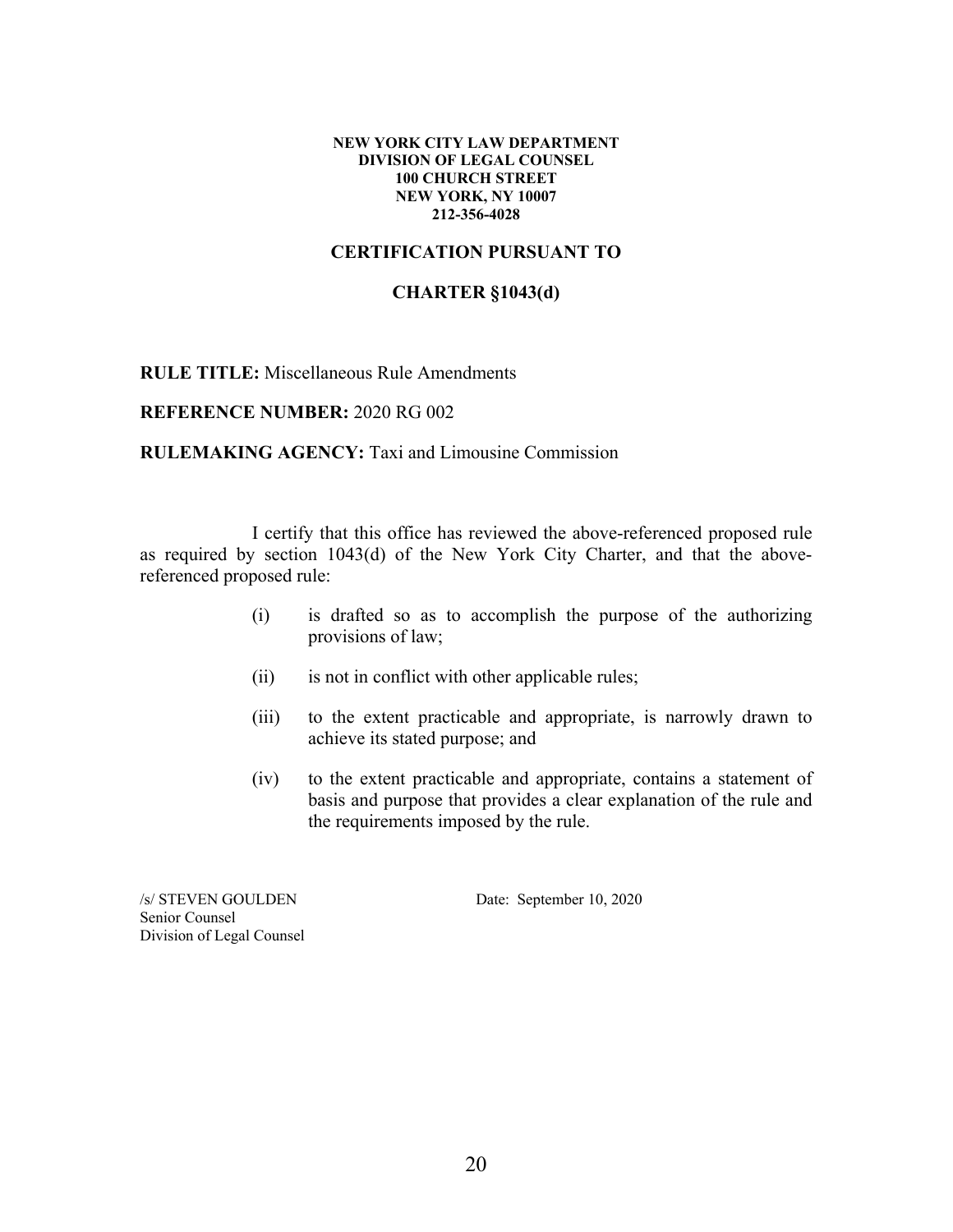**NEW YORK CITY LAW DEPARTMENT**
**DIVISION OF LEGAL COUNSEL**
**100 CHURCH STREET**
**NEW YORK, NY 10007**
**212-356-4028**

## CERTIFICATION PURSUANT TO

## CHARTER §1043(d)

**RULE TITLE:** Miscellaneous Rule Amendments

**REFERENCE NUMBER:** 2020 RG 002

**RULEMAKING AGENCY:** Taxi and Limousine Commission

I certify that this office has reviewed the above-referenced proposed rule as required by section 1043(d) of the New York City Charter, and that the above-referenced proposed rule:

(i) is drafted so as to accomplish the purpose of the authorizing provisions of law;

(ii) is not in conflict with other applicable rules;

(iii) to the extent practicable and appropriate, is narrowly drawn to achieve its stated purpose; and

(iv) to the extent practicable and appropriate, contains a statement of basis and purpose that provides a clear explanation of the rule and the requirements imposed by the rule.

/s/ STEVEN GOULDEN
Senior Counsel
Division of Legal Counsel

Date: September 10, 2020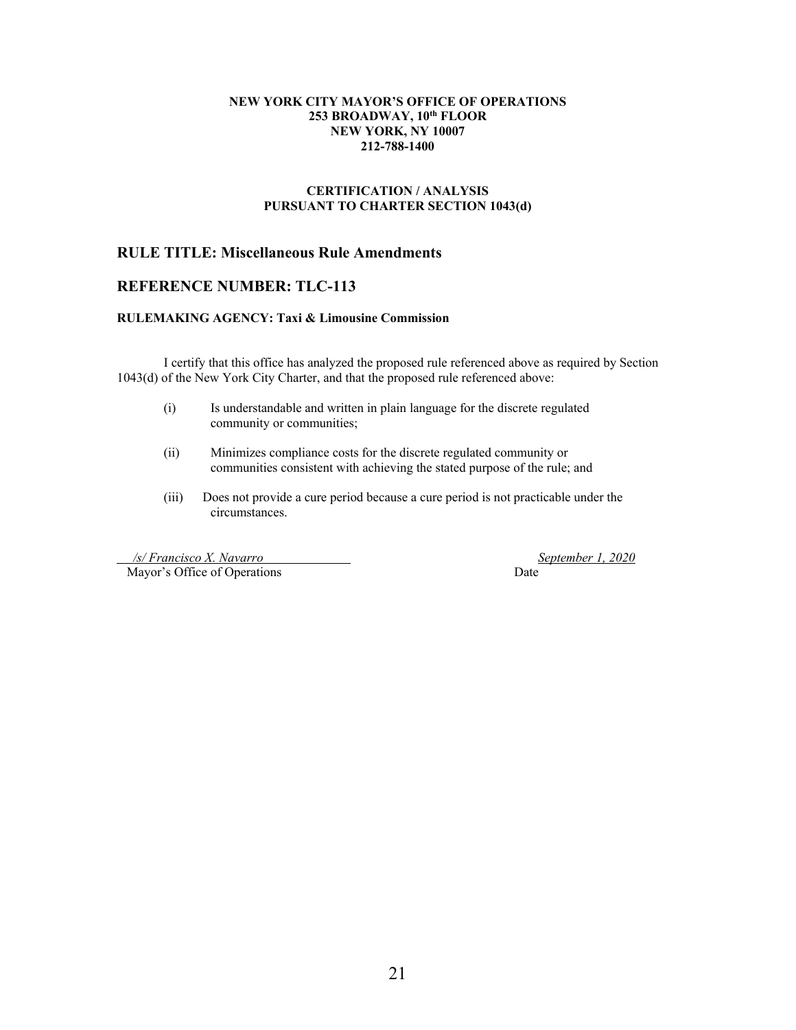**NEW YORK CITY MAYOR'S OFFICE OF OPERATIONS**
**253 BROADWAY, 10th FLOOR**
**NEW YORK, NY 10007**
**212-788-1400**

**CERTIFICATION / ANALYSIS**
**PURSUANT TO CHARTER SECTION 1043(d)**

## RULE TITLE: Miscellaneous Rule Amendments

## REFERENCE NUMBER: TLC-113

**RULEMAKING AGENCY: Taxi & Limousine Commission**

I certify that this office has analyzed the proposed rule referenced above as required by Section 1043(d) of the New York City Charter, and that the proposed rule referenced above:

(i) Is understandable and written in plain language for the discrete regulated community or communities;

(ii) Minimizes compliance costs for the discrete regulated community or communities consistent with achieving the stated purpose of the rule; and

(iii) Does not provide a cure period because a cure period is not practicable under the circumstances.

*/s/ Francisco X. Navarro*
Mayor's Office of Operations

*September 1, 2020*
Date